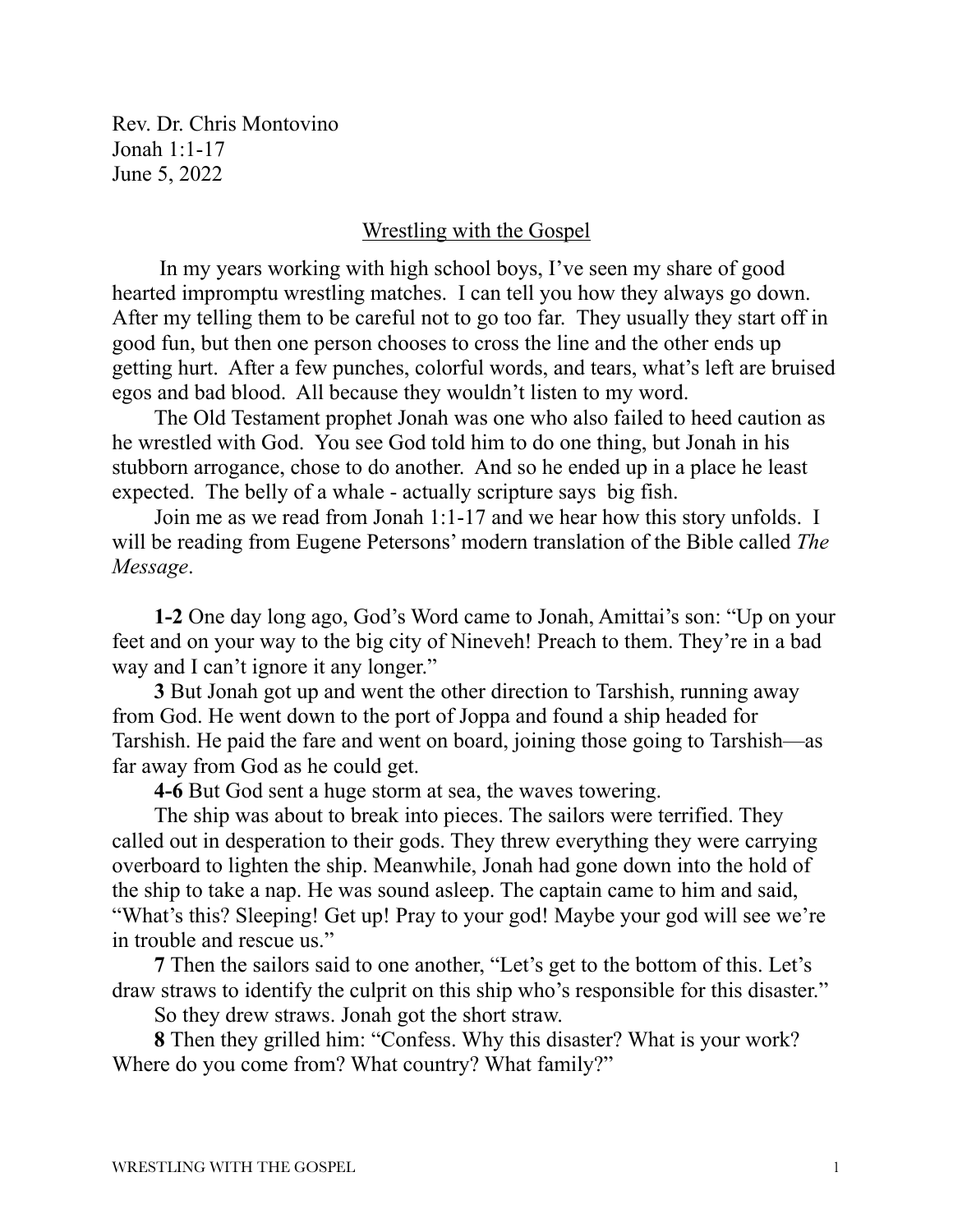Rev. Dr. Chris Montovino
Jonah 1:1-17
June 5, 2022

## Wrestling with the Gospel

In my years working with high school boys, I've seen my share of good hearted impromptu wrestling matches. I can tell you how they always go down. After my telling them to be careful not to go too far. They usually they start off in good fun, but then one person chooses to cross the line and the other ends up getting hurt. After a few punches, colorful words, and tears, what's left are bruised egos and bad blood. All because they wouldn't listen to my word.

The Old Testament prophet Jonah was one who also failed to heed caution as he wrestled with God. You see God told him to do one thing, but Jonah in his stubborn arrogance, chose to do another. And so he ended up in a place he least expected. The belly of a whale - actually scripture says big fish.

Join me as we read from Jonah 1:1-17 and we hear how this story unfolds. I will be reading from Eugene Petersons' modern translation of the Bible called *The Message*.

**1-2** One day long ago, God's Word came to Jonah, Amittai's son: "Up on your feet and on your way to the big city of Nineveh! Preach to them. They're in a bad way and I can't ignore it any longer."

**3** But Jonah got up and went the other direction to Tarshish, running away from God. He went down to the port of Joppa and found a ship headed for Tarshish. He paid the fare and went on board, joining those going to Tarshish—as far away from God as he could get.

**4-6** But God sent a huge storm at sea, the waves towering.

The ship was about to break into pieces. The sailors were terrified. They called out in desperation to their gods. They threw everything they were carrying overboard to lighten the ship. Meanwhile, Jonah had gone down into the hold of the ship to take a nap. He was sound asleep. The captain came to him and said, "What's this? Sleeping! Get up! Pray to your god! Maybe your god will see we're in trouble and rescue us."

**7** Then the sailors said to one another, "Let's get to the bottom of this. Let's draw straws to identify the culprit on this ship who's responsible for this disaster."

So they drew straws. Jonah got the short straw.

**8** Then they grilled him: "Confess. Why this disaster? What is your work? Where do you come from? What country? What family?"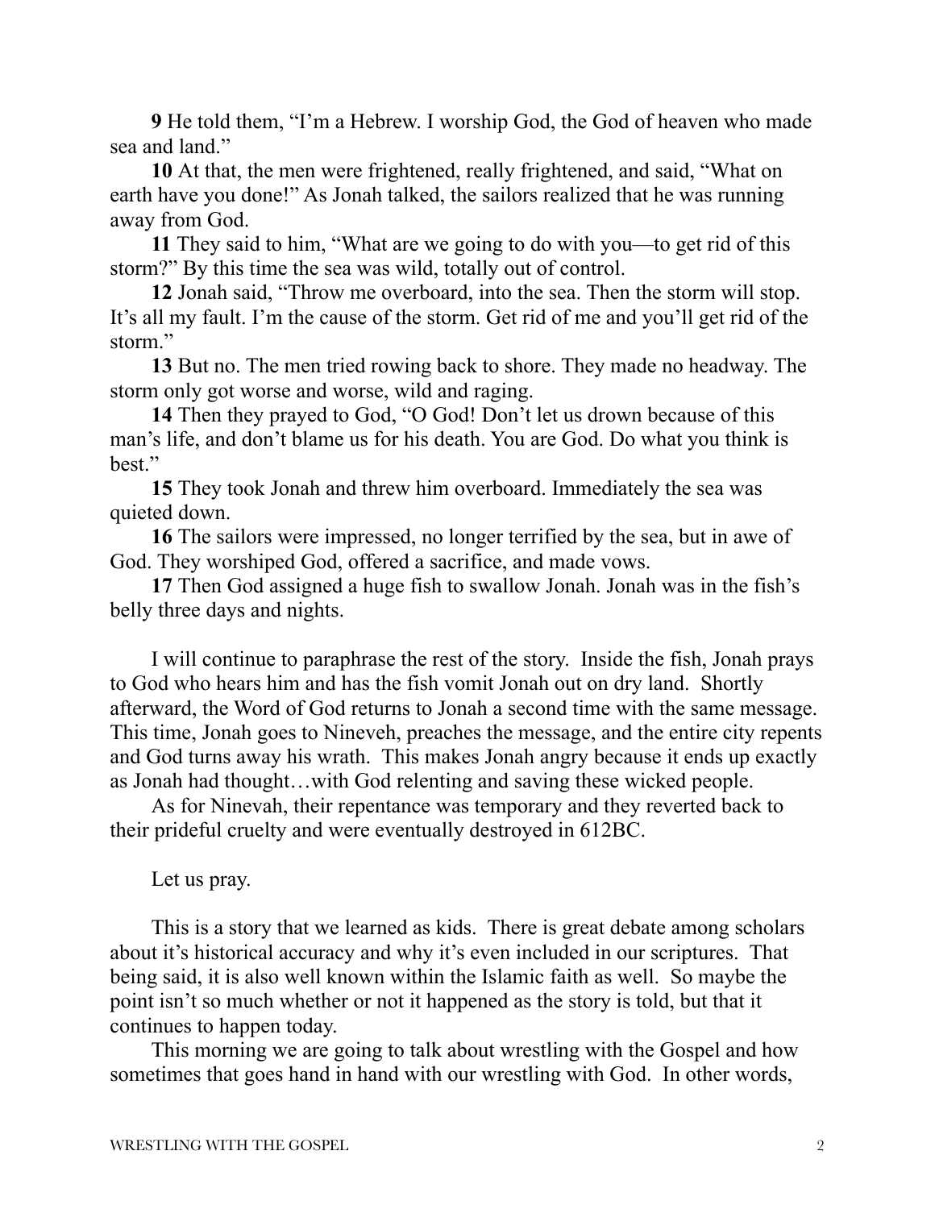**9** He told them, "I'm a Hebrew. I worship God, the God of heaven who made sea and land."

**10** At that, the men were frightened, really frightened, and said, "What on earth have you done!" As Jonah talked, the sailors realized that he was running away from God.

**11** They said to him, "What are we going to do with you—to get rid of this storm?" By this time the sea was wild, totally out of control.

**12** Jonah said, "Throw me overboard, into the sea. Then the storm will stop. It's all my fault. I'm the cause of the storm. Get rid of me and you'll get rid of the storm."

**13** But no. The men tried rowing back to shore. They made no headway. The storm only got worse and worse, wild and raging.

**14** Then they prayed to God, "O God! Don't let us drown because of this man's life, and don't blame us for his death. You are God. Do what you think is best."

**15** They took Jonah and threw him overboard. Immediately the sea was quieted down.

**16** The sailors were impressed, no longer terrified by the sea, but in awe of God. They worshiped God, offered a sacrifice, and made vows.

**17** Then God assigned a huge fish to swallow Jonah. Jonah was in the fish's belly three days and nights.

I will continue to paraphrase the rest of the story. Inside the fish, Jonah prays to God who hears him and has the fish vomit Jonah out on dry land. Shortly afterward, the Word of God returns to Jonah a second time with the same message. This time, Jonah goes to Nineveh, preaches the message, and the entire city repents and God turns away his wrath. This makes Jonah angry because it ends up exactly as Jonah had thought…with God relenting and saving these wicked people.

As for Ninevah, their repentance was temporary and they reverted back to their prideful cruelty and were eventually destroyed in 612BC.

Let us pray.

This is a story that we learned as kids. There is great debate among scholars about it's historical accuracy and why it's even included in our scriptures. That being said, it is also well known within the Islamic faith as well. So maybe the point isn't so much whether or not it happened as the story is told, but that it continues to happen today.

This morning we are going to talk about wrestling with the Gospel and how sometimes that goes hand in hand with our wrestling with God. In other words,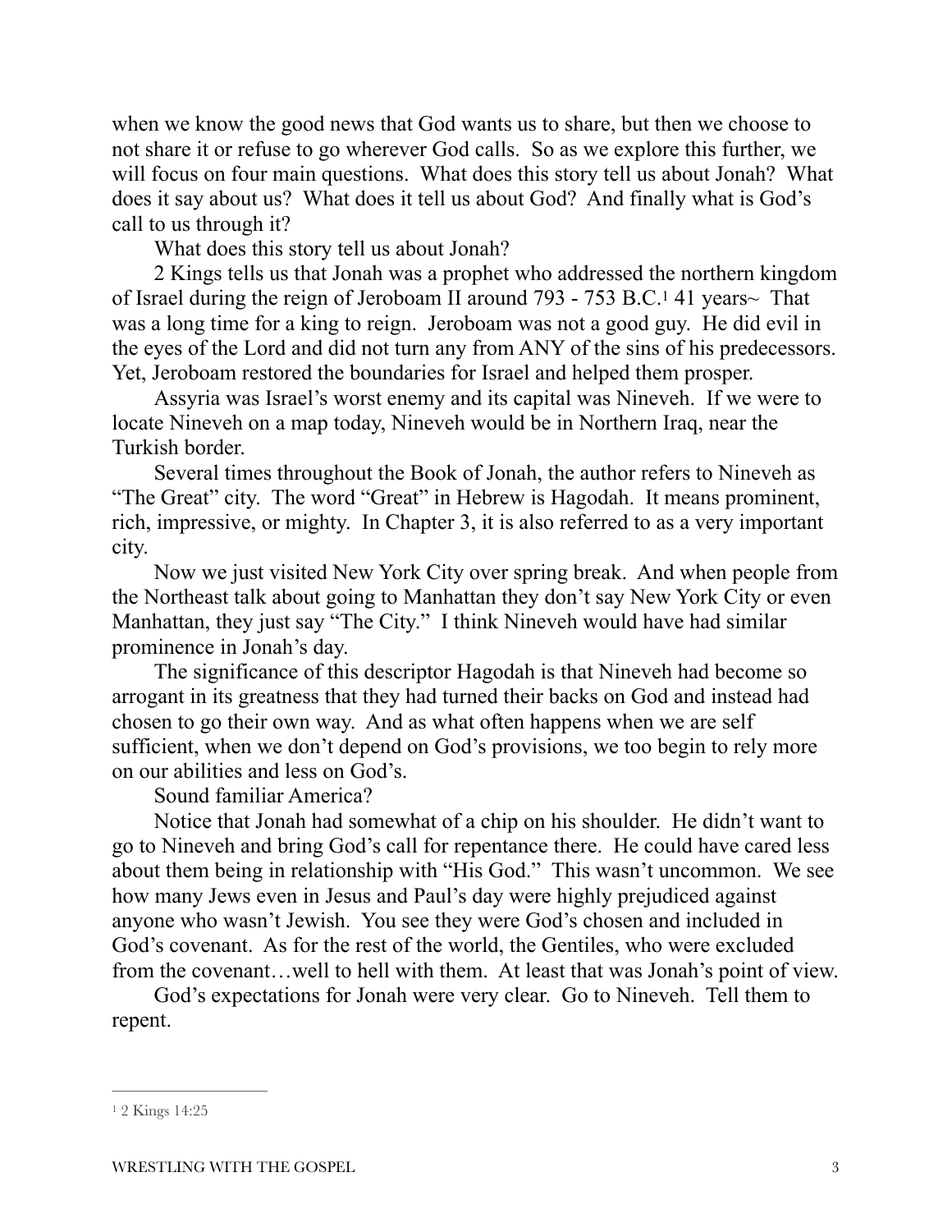when we know the good news that God wants us to share, but then we choose to not share it or refuse to go wherever God calls. So as we explore this further, we will focus on four main questions. What does this story tell us about Jonah? What does it say about us? What does it tell us about God? And finally what is God's call to us through it?

What does this story tell us about Jonah?

2 Kings tells us that Jonah was a prophet who addressed the northern kingdom of Israel during the reign of Jeroboam II around 793 - 753 B.C.[1] 41 years~ That was a long time for a king to reign. Jeroboam was not a good guy. He did evil in the eyes of the Lord and did not turn any from ANY of the sins of his predecessors. Yet, Jeroboam restored the boundaries for Israel and helped them prosper.

Assyria was Israel's worst enemy and its capital was Nineveh. If we were to locate Nineveh on a map today, Nineveh would be in Northern Iraq, near the Turkish border.

Several times throughout the Book of Jonah, the author refers to Nineveh as "The Great" city. The word "Great" in Hebrew is Hagodah. It means prominent, rich, impressive, or mighty. In Chapter 3, it is also referred to as a very important city.

Now we just visited New York City over spring break. And when people from the Northeast talk about going to Manhattan they don't say New York City or even Manhattan, they just say "The City." I think Nineveh would have had similar prominence in Jonah's day.

The significance of this descriptor Hagodah is that Nineveh had become so arrogant in its greatness that they had turned their backs on God and instead had chosen to go their own way. And as what often happens when we are self sufficient, when we don't depend on God's provisions, we too begin to rely more on our abilities and less on God's.

Sound familiar America?

Notice that Jonah had somewhat of a chip on his shoulder. He didn't want to go to Nineveh and bring God's call for repentance there. He could have cared less about them being in relationship with "His God." This wasn't uncommon. We see how many Jews even in Jesus and Paul's day were highly prejudiced against anyone who wasn't Jewish. You see they were God's chosen and included in God's covenant. As for the rest of the world, the Gentiles, who were excluded from the covenant…well to hell with them. At least that was Jonah's point of view.

God's expectations for Jonah were very clear. Go to Nineveh. Tell them to repent.

---

[1] 2 Kings 14:25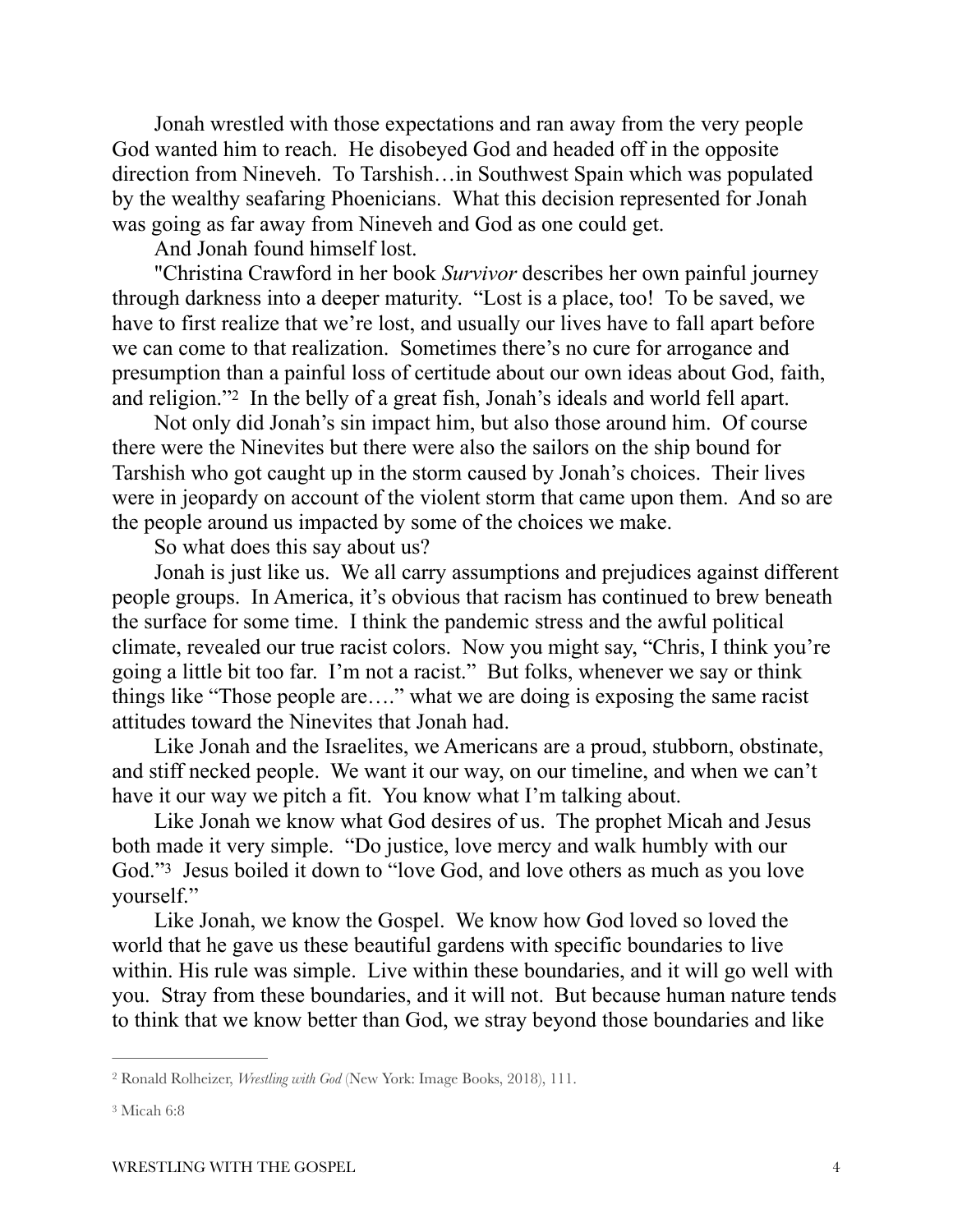Jonah wrestled with those expectations and ran away from the very people God wanted him to reach. He disobeyed God and headed off in the opposite direction from Nineveh. To Tarshish…in Southwest Spain which was populated by the wealthy seafaring Phoenicians. What this decision represented for Jonah was going as far away from Nineveh and God as one could get.

And Jonah found himself lost.

"Christina Crawford in her book *Survivor* describes her own painful journey through darkness into a deeper maturity. "Lost is a place, too! To be saved, we have to first realize that we're lost, and usually our lives have to fall apart before we can come to that realization. Sometimes there's no cure for arrogance and presumption than a painful loss of certitude about our own ideas about God, faith, and religion."[2] In the belly of a great fish, Jonah's ideals and world fell apart.

Not only did Jonah's sin impact him, but also those around him. Of course there were the Ninevites but there were also the sailors on the ship bound for Tarshish who got caught up in the storm caused by Jonah's choices. Their lives were in jeopardy on account of the violent storm that came upon them. And so are the people around us impacted by some of the choices we make.

So what does this say about us?

Jonah is just like us. We all carry assumptions and prejudices against different people groups. In America, it's obvious that racism has continued to brew beneath the surface for some time. I think the pandemic stress and the awful political climate, revealed our true racist colors. Now you might say, "Chris, I think you're going a little bit too far. I'm not a racist." But folks, whenever we say or think things like "Those people are…." what we are doing is exposing the same racist attitudes toward the Ninevites that Jonah had.

Like Jonah and the Israelites, we Americans are a proud, stubborn, obstinate, and stiff necked people. We want it our way, on our timeline, and when we can't have it our way we pitch a fit. You know what I'm talking about.

Like Jonah we know what God desires of us. The prophet Micah and Jesus both made it very simple. "Do justice, love mercy and walk humbly with our God."[3] Jesus boiled it down to "love God, and love others as much as you love yourself."

Like Jonah, we know the Gospel. We know how God loved so loved the world that he gave us these beautiful gardens with specific boundaries to live within. His rule was simple. Live within these boundaries, and it will go well with you. Stray from these boundaries, and it will not. But because human nature tends to think that we know better than God, we stray beyond those boundaries and like

---

[2] Ronald Rolheizer, *Wrestling with God* (New York: Image Books, 2018), 111.

[3] Micah 6:8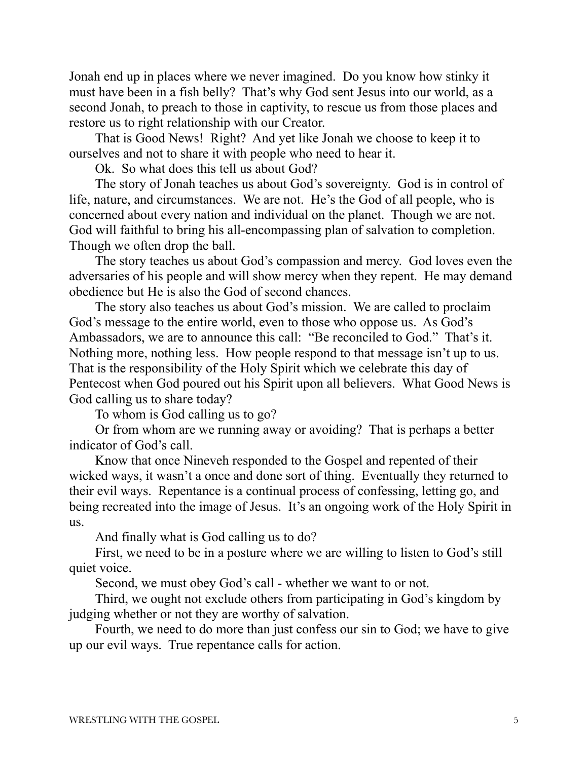Jonah end up in places where we never imagined. Do you know how stinky it must have been in a fish belly? That's why God sent Jesus into our world, as a second Jonah, to preach to those in captivity, to rescue us from those places and restore us to right relationship with our Creator.

That is Good News! Right? And yet like Jonah we choose to keep it to ourselves and not to share it with people who need to hear it.

Ok. So what does this tell us about God?

The story of Jonah teaches us about God's sovereignty. God is in control of life, nature, and circumstances. We are not. He's the God of all people, who is concerned about every nation and individual on the planet. Though we are not. God will faithful to bring his all-encompassing plan of salvation to completion. Though we often drop the ball.

The story teaches us about God's compassion and mercy. God loves even the adversaries of his people and will show mercy when they repent. He may demand obedience but He is also the God of second chances.

The story also teaches us about God's mission. We are called to proclaim God's message to the entire world, even to those who oppose us. As God's Ambassadors, we are to announce this call: "Be reconciled to God." That's it. Nothing more, nothing less. How people respond to that message isn't up to us. That is the responsibility of the Holy Spirit which we celebrate this day of Pentecost when God poured out his Spirit upon all believers. What Good News is God calling us to share today?

To whom is God calling us to go?

Or from whom are we running away or avoiding? That is perhaps a better indicator of God's call.

Know that once Nineveh responded to the Gospel and repented of their wicked ways, it wasn't a once and done sort of thing. Eventually they returned to their evil ways. Repentance is a continual process of confessing, letting go, and being recreated into the image of Jesus. It's an ongoing work of the Holy Spirit in us.

And finally what is God calling us to do?

First, we need to be in a posture where we are willing to listen to God's still quiet voice.

Second, we must obey God's call - whether we want to or not.

Third, we ought not exclude others from participating in God's kingdom by judging whether or not they are worthy of salvation.

Fourth, we need to do more than just confess our sin to God; we have to give up our evil ways. True repentance calls for action.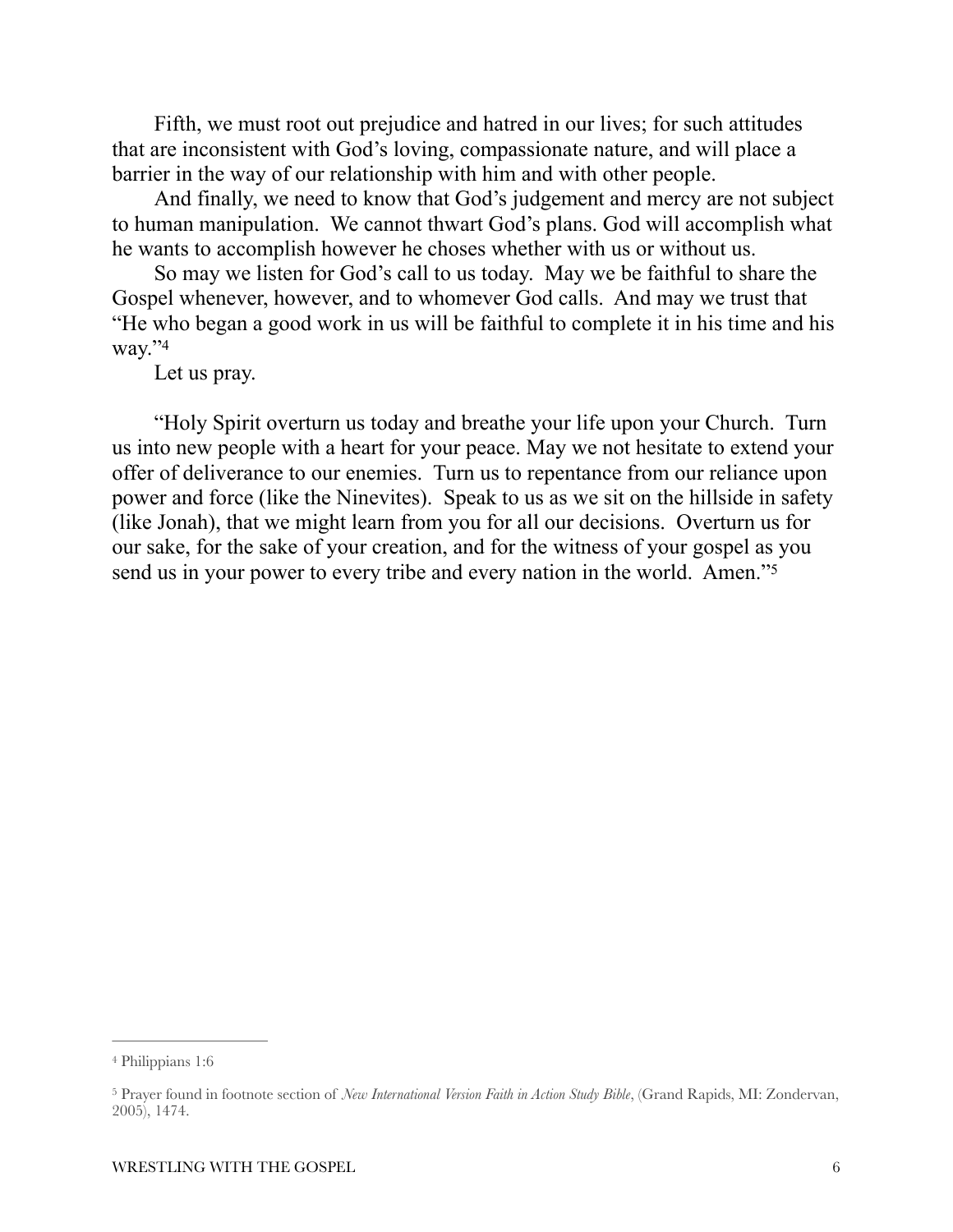Fifth, we must root out prejudice and hatred in our lives; for such attitudes that are inconsistent with God's loving, compassionate nature, and will place a barrier in the way of our relationship with him and with other people.

And finally, we need to know that God's judgement and mercy are not subject to human manipulation. We cannot thwart God's plans. God will accomplish what he wants to accomplish however he choses whether with us or without us.

So may we listen for God's call to us today. May we be faithful to share the Gospel whenever, however, and to whomever God calls. And may we trust that "He who began a good work in us will be faithful to complete it in his time and his way."[4]

Let us pray.

"Holy Spirit overturn us today and breathe your life upon your Church. Turn us into new people with a heart for your peace. May we not hesitate to extend your offer of deliverance to our enemies. Turn us to repentance from our reliance upon power and force (like the Ninevites). Speak to us as we sit on the hillside in safety (like Jonah), that we might learn from you for all our decisions. Overturn us for our sake, for the sake of your creation, and for the witness of your gospel as you send us in your power to every tribe and every nation in the world. Amen."[5]

---

[4] Philippians 1:6

[5] Prayer found in footnote section of *New International Version Faith in Action Study Bible*, (Grand Rapids, MI: Zondervan, 2005), 1474.